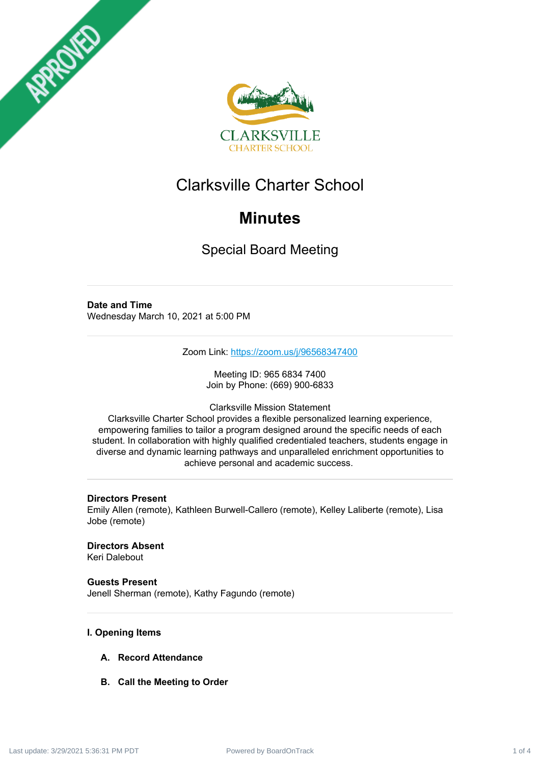# Clarksville Charter School

## Minutes

Special Board Meeting

**Date and Time**
Wednesday March 10, 2021 at 5:00 PM

Zoom Link: https://zoom.us/j/96568347400

Meeting ID: 965 6834 7400
Join by Phone: (669) 900-6833

Clarksville Mission Statement
Clarksville Charter School provides a flexible personalized learning experience, empowering families to tailor a program designed around the specific needs of each student. In collaboration with highly qualified credentialed teachers, students engage in diverse and dynamic learning pathways and unparalleled enrichment opportunities to achieve personal and academic success.

**Directors Present**
Emily Allen (remote), Kathleen Burwell-Callero (remote), Kelley Laliberte (remote), Lisa Jobe (remote)

**Directors Absent**
Keri Dalebout

**Guests Present**
Jenell Sherman (remote), Kathy Fagundo (remote)

### I. Opening Items

**A. Record Attendance**

**B. Call the Meeting to Order**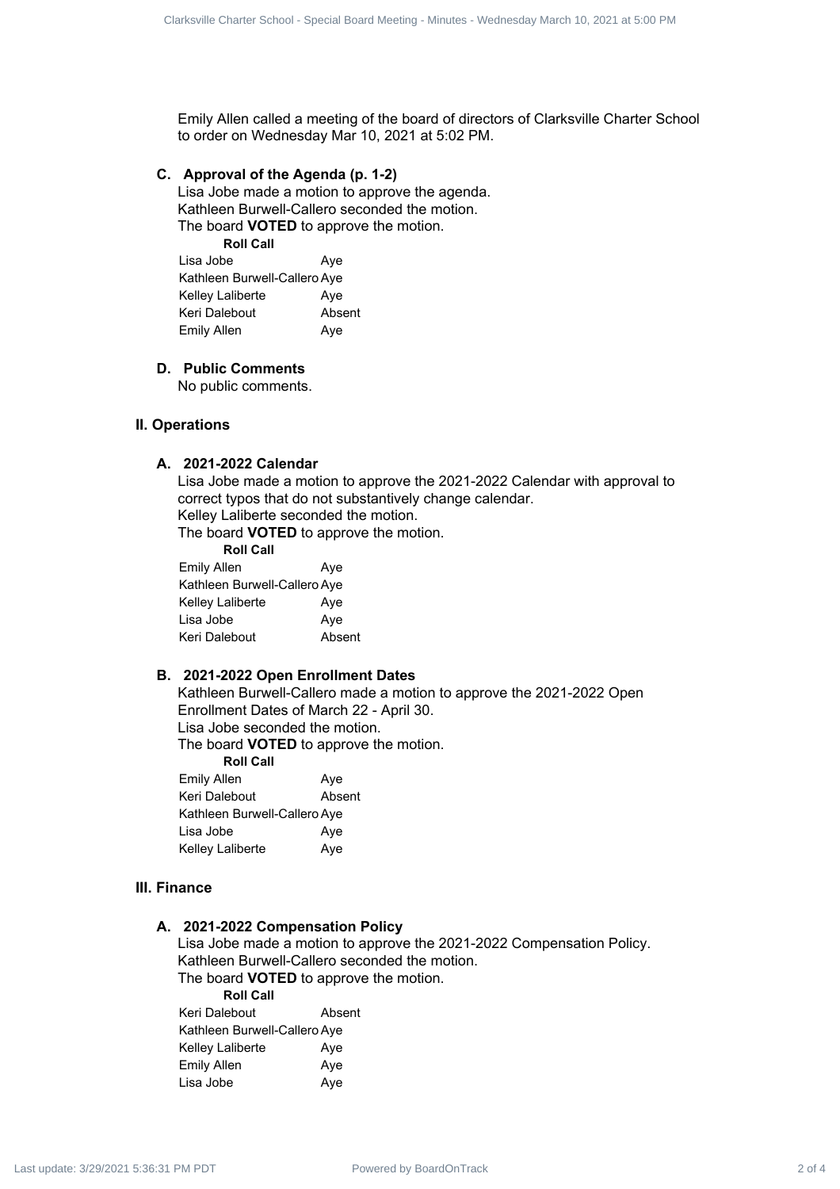Emily Allen called a meeting of the board of directors of Clarksville Charter School to order on Wednesday Mar 10, 2021 at 5:02 PM.

### C. Approval of the Agenda (p. 1-2)

Lisa Jobe made a motion to approve the agenda.
Kathleen Burwell-Callero seconded the motion.
The board **VOTED** to approve the motion.

| Roll Call | |
|---|---|
| Lisa Jobe | Aye |
| Kathleen Burwell-Callero | Aye |
| Kelley Laliberte | Aye |
| Keri Dalebout | Absent |
| Emily Allen | Aye |

### D. Public Comments

No public comments.

## II. Operations

### A. 2021-2022 Calendar

Lisa Jobe made a motion to approve the 2021-2022 Calendar with approval to correct typos that do not substantively change calendar.
Kelley Laliberte seconded the motion.
The board **VOTED** to approve the motion.

| Roll Call | |
|---|---|
| Emily Allen | Aye |
| Kathleen Burwell-Callero | Aye |
| Kelley Laliberte | Aye |
| Lisa Jobe | Aye |
| Keri Dalebout | Absent |

### B. 2021-2022 Open Enrollment Dates

Kathleen Burwell-Callero made a motion to approve the 2021-2022 Open Enrollment Dates of March 22 - April 30.
Lisa Jobe seconded the motion.
The board **VOTED** to approve the motion.

| Roll Call | |
|---|---|
| Emily Allen | Aye |
| Keri Dalebout | Absent |
| Kathleen Burwell-Callero | Aye |
| Lisa Jobe | Aye |
| Kelley Laliberte | Aye |

## III. Finance

### A. 2021-2022 Compensation Policy

Lisa Jobe made a motion to approve the 2021-2022 Compensation Policy.
Kathleen Burwell-Callero seconded the motion.
The board **VOTED** to approve the motion.

| Roll Call | |
|---|---|
| Keri Dalebout | Absent |
| Kathleen Burwell-Callero | Aye |
| Kelley Laliberte | Aye |
| Emily Allen | Aye |
| Lisa Jobe | Aye |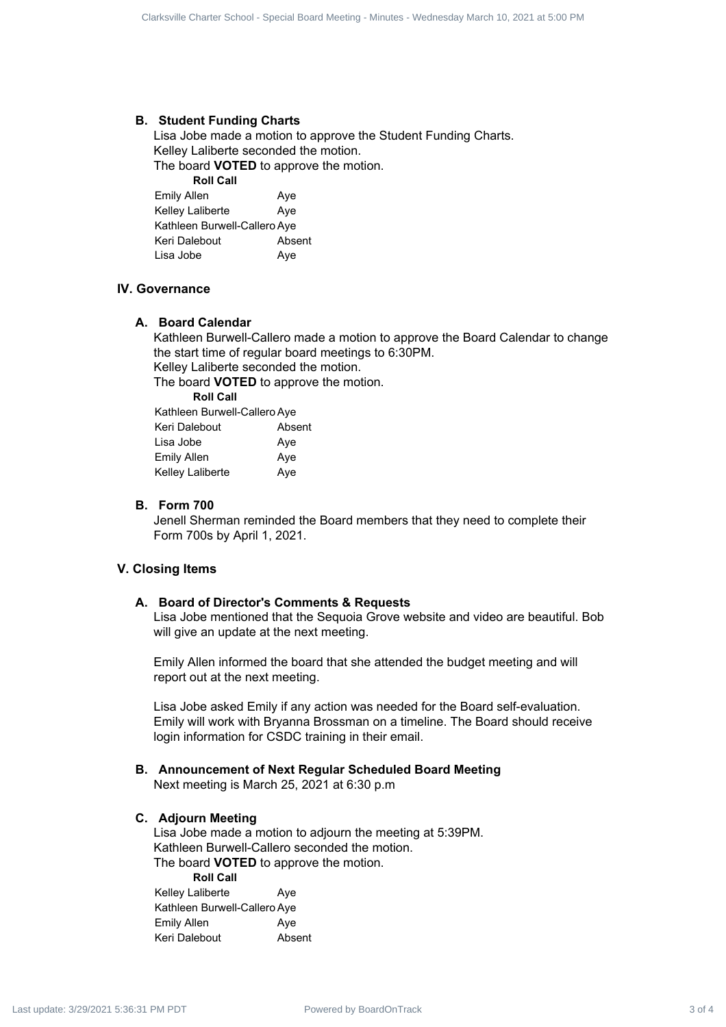### B. Student Funding Charts

Lisa Jobe made a motion to approve the Student Funding Charts.
Kelley Laliberte seconded the motion.
The board **VOTED** to approve the motion.

**Roll Call**

| | |
|---|---|
| Emily Allen | Aye |
| Kelley Laliberte | Aye |
| Kathleen Burwell-Callero | Aye |
| Keri Dalebout | Absent |
| Lisa Jobe | Aye |

## IV. Governance

### A. Board Calendar

Kathleen Burwell-Callero made a motion to approve the Board Calendar to change the start time of regular board meetings to 6:30PM.
Kelley Laliberte seconded the motion.
The board **VOTED** to approve the motion.

**Roll Call**

| | |
|---|---|
| Kathleen Burwell-Callero | Aye |
| Keri Dalebout | Absent |
| Lisa Jobe | Aye |
| Emily Allen | Aye |
| Kelley Laliberte | Aye |

### B. Form 700

Jenell Sherman reminded the Board members that they need to complete their Form 700s by April 1, 2021.

## V. Closing Items

### A. Board of Director's Comments & Requests

Lisa Jobe mentioned that the Sequoia Grove website and video are beautiful. Bob will give an update at the next meeting.

Emily Allen informed the board that she attended the budget meeting and will report out at the next meeting.

Lisa Jobe asked Emily if any action was needed for the Board self-evaluation. Emily will work with Bryanna Brossman on a timeline. The Board should receive login information for CSDC training in their email.

### B. Announcement of Next Regular Scheduled Board Meeting

Next meeting is March 25, 2021 at 6:30 p.m

### C. Adjourn Meeting

Lisa Jobe made a motion to adjourn the meeting at 5:39PM.
Kathleen Burwell-Callero seconded the motion.
The board **VOTED** to approve the motion.

**Roll Call**

| | |
|---|---|
| Kelley Laliberte | Aye |
| Kathleen Burwell-Callero | Aye |
| Emily Allen | Aye |
| Keri Dalebout | Absent |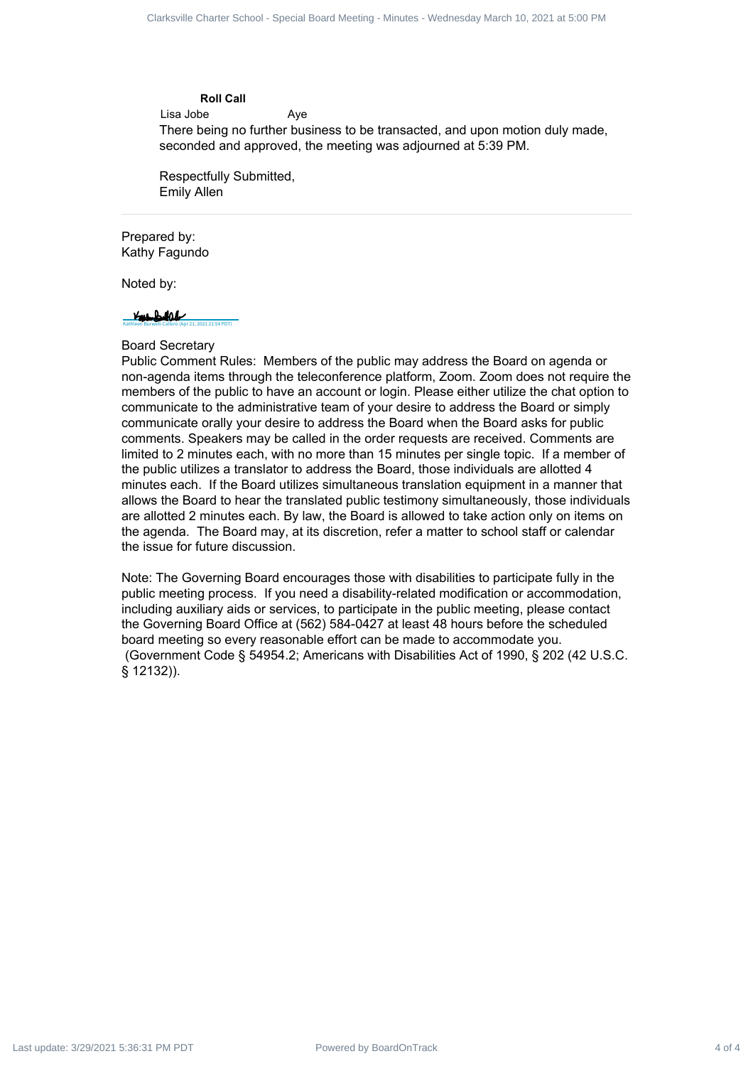**Roll Call**

| | |
|---|---|
| Lisa Jobe | Aye |

There being no further business to be transacted, and upon motion duly made, seconded and approved, the meeting was adjourned at 5:39 PM.

Respectfully Submitted,
Emily Allen

---

Prepared by:
Kathy Fagundo

Noted by:

Kathleen Burwell-Callero (Apr 21, 2021 21:54 PDT)

Board Secretary

Public Comment Rules: Members of the public may address the Board on agenda or non-agenda items through the teleconference platform, Zoom. Zoom does not require the members of the public to have an account or login. Please either utilize the chat option to communicate to the administrative team of your desire to address the Board or simply communicate orally your desire to address the Board when the Board asks for public comments. Speakers may be called in the order requests are received. Comments are limited to 2 minutes each, with no more than 15 minutes per single topic. If a member of the public utilizes a translator to address the Board, those individuals are allotted 4 minutes each. If the Board utilizes simultaneous translation equipment in a manner that allows the Board to hear the translated public testimony simultaneously, those individuals are allotted 2 minutes each. By law, the Board is allowed to take action only on items on the agenda. The Board may, at its discretion, refer a matter to school staff or calendar the issue for future discussion.

Note: The Governing Board encourages those with disabilities to participate fully in the public meeting process. If you need a disability-related modification or accommodation, including auxiliary aids or services, to participate in the public meeting, please contact the Governing Board Office at (562) 584-0427 at least 48 hours before the scheduled board meeting so every reasonable effort can be made to accommodate you. (Government Code § 54954.2; Americans with Disabilities Act of 1990, § 202 (42 U.S.C. § 12132)).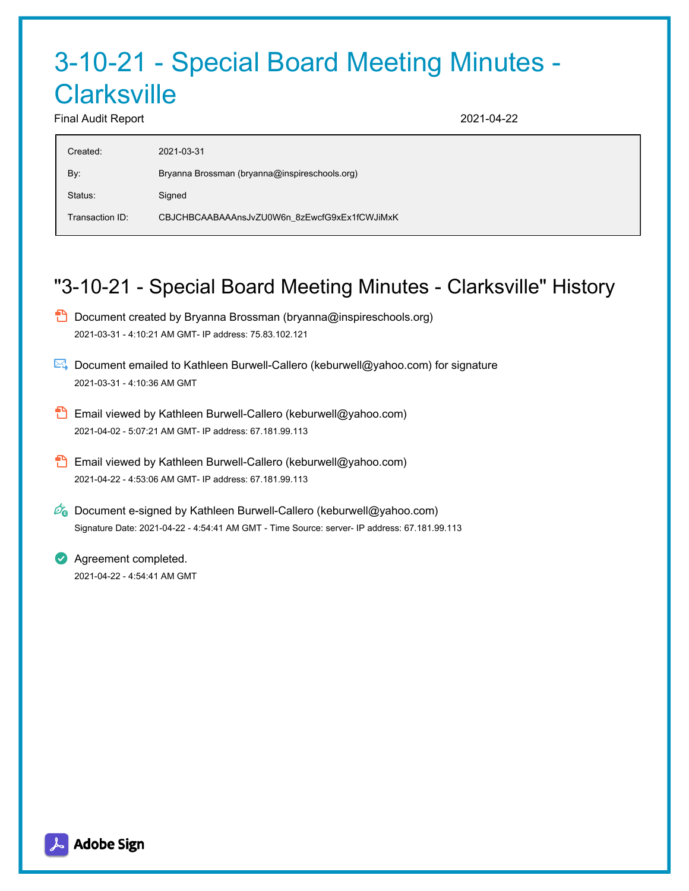# 3-10-21 - Special Board Meeting Minutes - Clarksville

Final Audit Report 2021-04-22

| | |
|---|---|
| Created: | 2021-03-31 |
| By: | Bryanna Brossman (bryanna@inspireschools.org) |
| Status: | Signed |
| Transaction ID: | CBJCHBCAABAAAnsJvZU0W6n_8zEwcfG9xEx1fCWJiMxK |

## "3-10-21 - Special Board Meeting Minutes - Clarksville" History

- Document created by Bryanna Brossman (bryanna@inspireschools.org)
  2021-03-31 - 4:10:21 AM GMT- IP address: 75.83.102.121

- Document emailed to Kathleen Burwell-Callero (keburwell@yahoo.com) for signature
  2021-03-31 - 4:10:36 AM GMT

- Email viewed by Kathleen Burwell-Callero (keburwell@yahoo.com)
  2021-04-02 - 5:07:21 AM GMT- IP address: 67.181.99.113

- Email viewed by Kathleen Burwell-Callero (keburwell@yahoo.com)
  2021-04-22 - 4:53:06 AM GMT- IP address: 67.181.99.113

- Document e-signed by Kathleen Burwell-Callero (keburwell@yahoo.com)
  Signature Date: 2021-04-22 - 4:54:41 AM GMT - Time Source: server- IP address: 67.181.99.113

- Agreement completed.
  2021-04-22 - 4:54:41 AM GMT

Adobe Sign